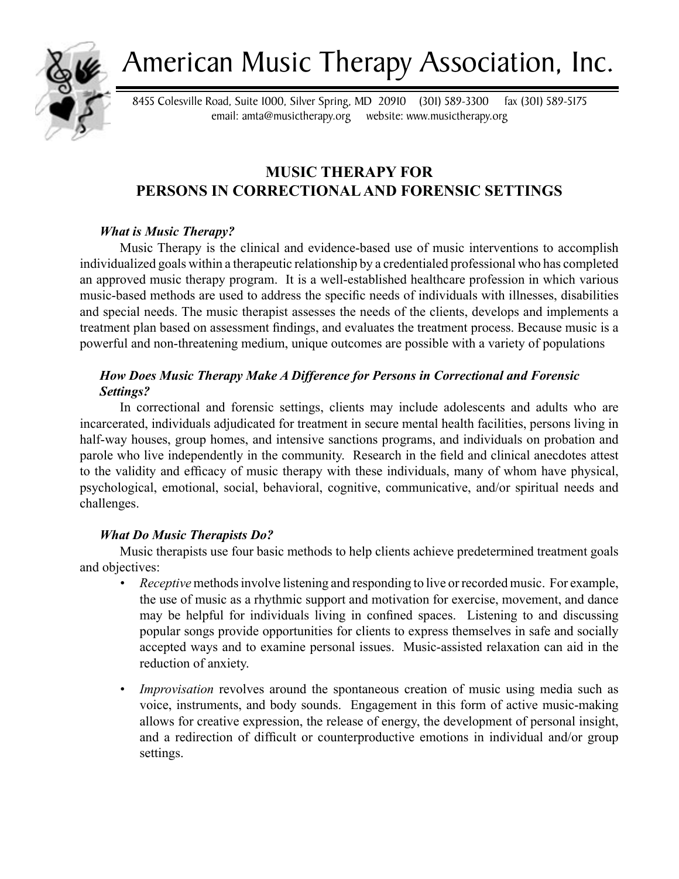# American Music Therapy Association, Inc.

8455 Colesville Road, Suite 1000, Silver Spring, MD 20910 (301) 589-3300 fax (301) 589-5175
email: amta@musictherapy.org website: www.musictherapy.org

## MUSIC THERAPY FOR PERSONS IN CORRECTIONAL AND FORENSIC SETTINGS

***What is Music Therapy?***

Music Therapy is the clinical and evidence-based use of music interventions to accomplish individualized goals within a therapeutic relationship by a credentialed professional who has completed an approved music therapy program. It is a well-established healthcare profession in which various music-based methods are used to address the specific needs of individuals with illnesses, disabilities and special needs. The music therapist assesses the needs of the clients, develops and implements a treatment plan based on assessment findings, and evaluates the treatment process. Because music is a powerful and non-threatening medium, unique outcomes are possible with a variety of populations

***How Does Music Therapy Make A Difference for Persons in Correctional and Forensic Settings?***

In correctional and forensic settings, clients may include adolescents and adults who are incarcerated, individuals adjudicated for treatment in secure mental health facilities, persons living in half-way houses, group homes, and intensive sanctions programs, and individuals on probation and parole who live independently in the community. Research in the field and clinical anecdotes attest to the validity and efficacy of music therapy with these individuals, many of whom have physical, psychological, emotional, social, behavioral, cognitive, communicative, and/or spiritual needs and challenges.

***What Do Music Therapists Do?***

Music therapists use four basic methods to help clients achieve predetermined treatment goals and objectives:

- *Receptive* methods involve listening and responding to live or recorded music. For example, the use of music as a rhythmic support and motivation for exercise, movement, and dance may be helpful for individuals living in confined spaces. Listening to and discussing popular songs provide opportunities for clients to express themselves in safe and socially accepted ways and to examine personal issues. Music-assisted relaxation can aid in the reduction of anxiety.

- *Improvisation* revolves around the spontaneous creation of music using media such as voice, instruments, and body sounds. Engagement in this form of active music-making allows for creative expression, the release of energy, the development of personal insight, and a redirection of difficult or counterproductive emotions in individual and/or group settings.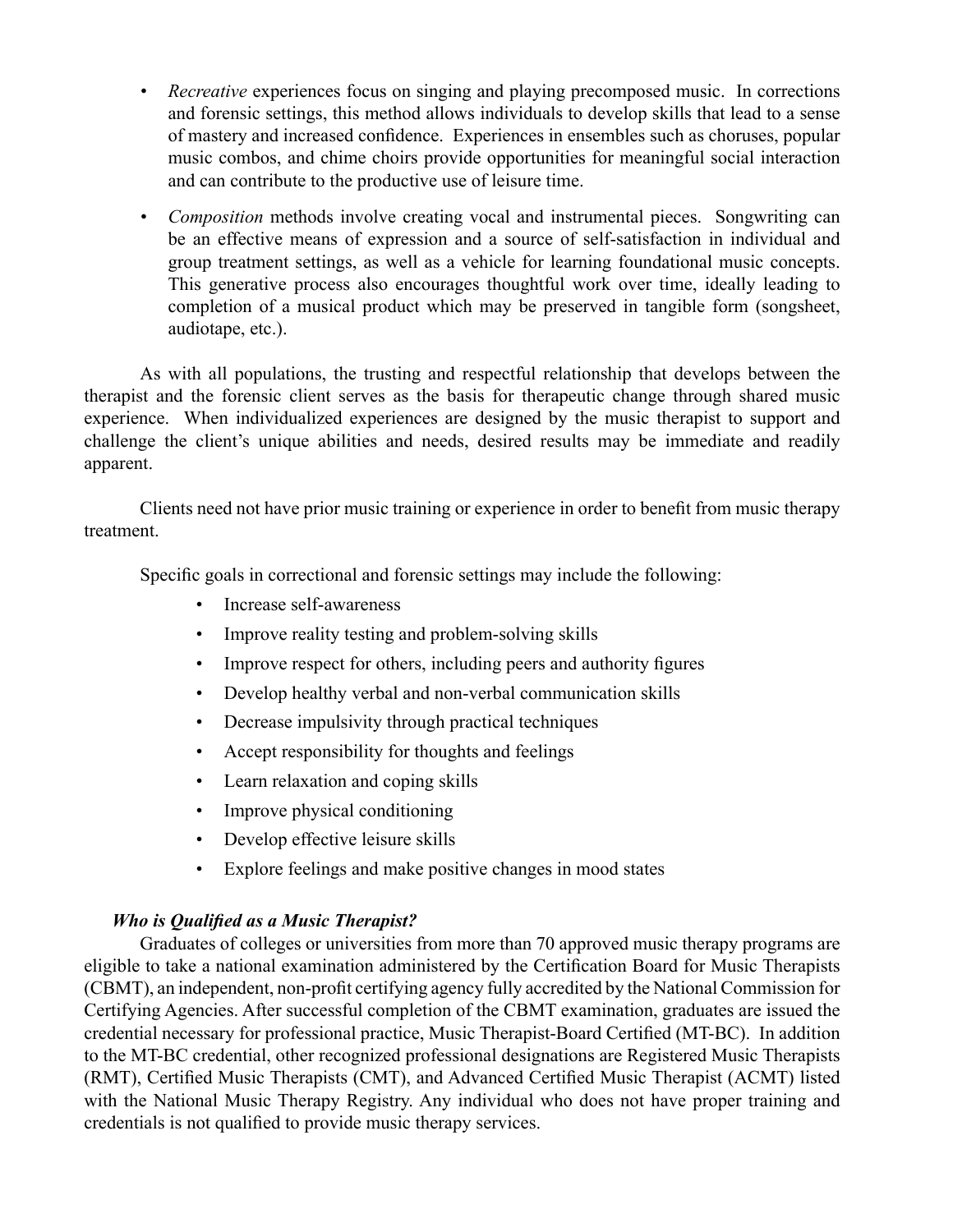- *Recreative* experiences focus on singing and playing precomposed music. In corrections and forensic settings, this method allows individuals to develop skills that lead to a sense of mastery and increased confidence. Experiences in ensembles such as choruses, popular music combos, and chime choirs provide opportunities for meaningful social interaction and can contribute to the productive use of leisure time.

- *Composition* methods involve creating vocal and instrumental pieces. Songwriting can be an effective means of expression and a source of self-satisfaction in individual and group treatment settings, as well as a vehicle for learning foundational music concepts. This generative process also encourages thoughtful work over time, ideally leading to completion of a musical product which may be preserved in tangible form (songsheet, audiotape, etc.).

As with all populations, the trusting and respectful relationship that develops between the therapist and the forensic client serves as the basis for therapeutic change through shared music experience. When individualized experiences are designed by the music therapist to support and challenge the client's unique abilities and needs, desired results may be immediate and readily apparent.

Clients need not have prior music training or experience in order to benefit from music therapy treatment.

Specific goals in correctional and forensic settings may include the following:

- Increase self-awareness
- Improve reality testing and problem-solving skills
- Improve respect for others, including peers and authority figures
- Develop healthy verbal and non-verbal communication skills
- Decrease impulsivity through practical techniques
- Accept responsibility for thoughts and feelings
- Learn relaxation and coping skills
- Improve physical conditioning
- Develop effective leisure skills
- Explore feelings and make positive changes in mood states

### *Who is Qualified as a Music Therapist?*

Graduates of colleges or universities from more than 70 approved music therapy programs are eligible to take a national examination administered by the Certification Board for Music Therapists (CBMT), an independent, non-profit certifying agency fully accredited by the National Commission for Certifying Agencies. After successful completion of the CBMT examination, graduates are issued the credential necessary for professional practice, Music Therapist-Board Certified (MT-BC). In addition to the MT-BC credential, other recognized professional designations are Registered Music Therapists (RMT), Certified Music Therapists (CMT), and Advanced Certified Music Therapist (ACMT) listed with the National Music Therapy Registry. Any individual who does not have proper training and credentials is not qualified to provide music therapy services.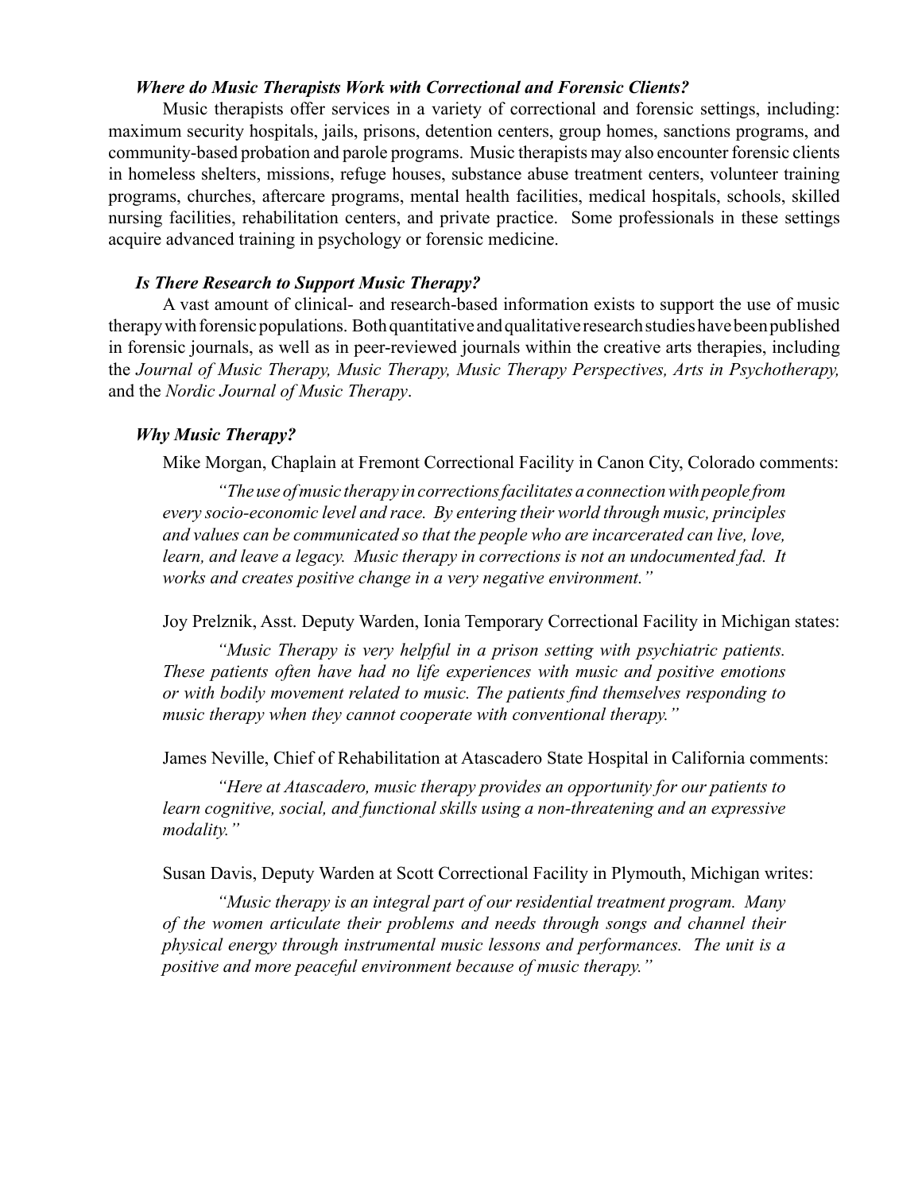### *Where do Music Therapists Work with Correctional and Forensic Clients?*

Music therapists offer services in a variety of correctional and forensic settings, including: maximum security hospitals, jails, prisons, detention centers, group homes, sanctions programs, and community-based probation and parole programs. Music therapists may also encounter forensic clients in homeless shelters, missions, refuge houses, substance abuse treatment centers, volunteer training programs, churches, aftercare programs, mental health facilities, medical hospitals, schools, skilled nursing facilities, rehabilitation centers, and private practice. Some professionals in these settings acquire advanced training in psychology or forensic medicine.

### *Is There Research to Support Music Therapy?*

A vast amount of clinical- and research-based information exists to support the use of music therapy with forensic populations. Both quantitative and qualitative research studies have been published in forensic journals, as well as in peer-reviewed journals within the creative arts therapies, including the *Journal of Music Therapy, Music Therapy, Music Therapy Perspectives, Arts in Psychotherapy,* and the *Nordic Journal of Music Therapy*.

### *Why Music Therapy?*

Mike Morgan, Chaplain at Fremont Correctional Facility in Canon City, Colorado comments:

> *"The use of music therapy in corrections facilitates a connection with people from every socio-economic level and race. By entering their world through music, principles and values can be communicated so that the people who are incarcerated can live, love, learn, and leave a legacy. Music therapy in corrections is not an undocumented fad. It works and creates positive change in a very negative environment."*

Joy Prelznik, Asst. Deputy Warden, Ionia Temporary Correctional Facility in Michigan states:

> *"Music Therapy is very helpful in a prison setting with psychiatric patients. These patients often have had no life experiences with music and positive emotions or with bodily movement related to music. The patients find themselves responding to music therapy when they cannot cooperate with conventional therapy."*

James Neville, Chief of Rehabilitation at Atascadero State Hospital in California comments:

> *"Here at Atascadero, music therapy provides an opportunity for our patients to learn cognitive, social, and functional skills using a non-threatening and an expressive modality."*

Susan Davis, Deputy Warden at Scott Correctional Facility in Plymouth, Michigan writes:

> *"Music therapy is an integral part of our residential treatment program. Many of the women articulate their problems and needs through songs and channel their physical energy through instrumental music lessons and performances. The unit is a positive and more peaceful environment because of music therapy."*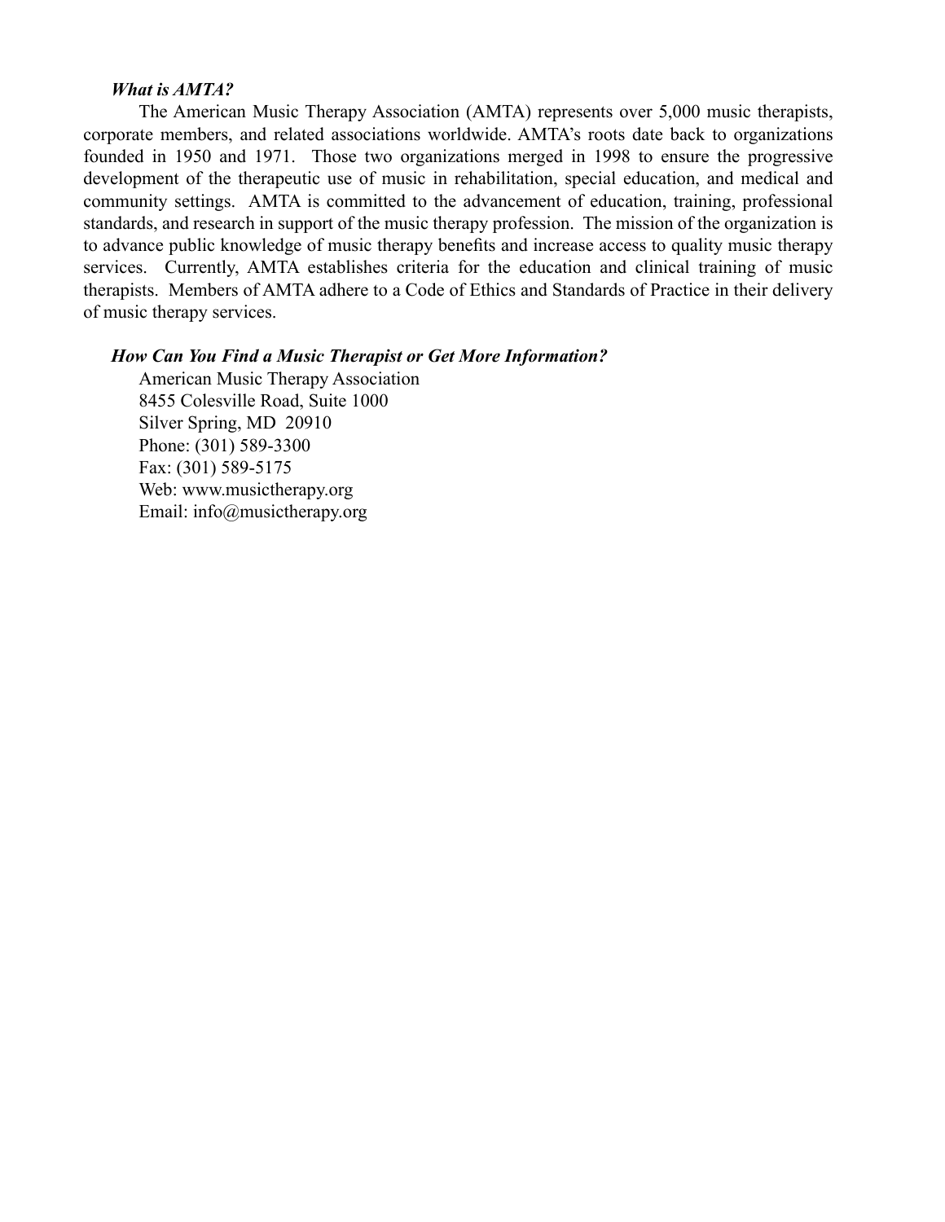***What is AMTA?***

The American Music Therapy Association (AMTA) represents over 5,000 music therapists, corporate members, and related associations worldwide. AMTA's roots date back to organizations founded in 1950 and 1971. Those two organizations merged in 1998 to ensure the progressive development of the therapeutic use of music in rehabilitation, special education, and medical and community settings. AMTA is committed to the advancement of education, training, professional standards, and research in support of the music therapy profession. The mission of the organization is to advance public knowledge of music therapy benefits and increase access to quality music therapy services. Currently, AMTA establishes criteria for the education and clinical training of music therapists. Members of AMTA adhere to a Code of Ethics and Standards of Practice in their delivery of music therapy services.

***How Can You Find a Music Therapist or Get More Information?***

American Music Therapy Association
8455 Colesville Road, Suite 1000
Silver Spring, MD 20910
Phone: (301) 589-3300
Fax: (301) 589-5175
Web: www.musictherapy.org
Email: info@musictherapy.org